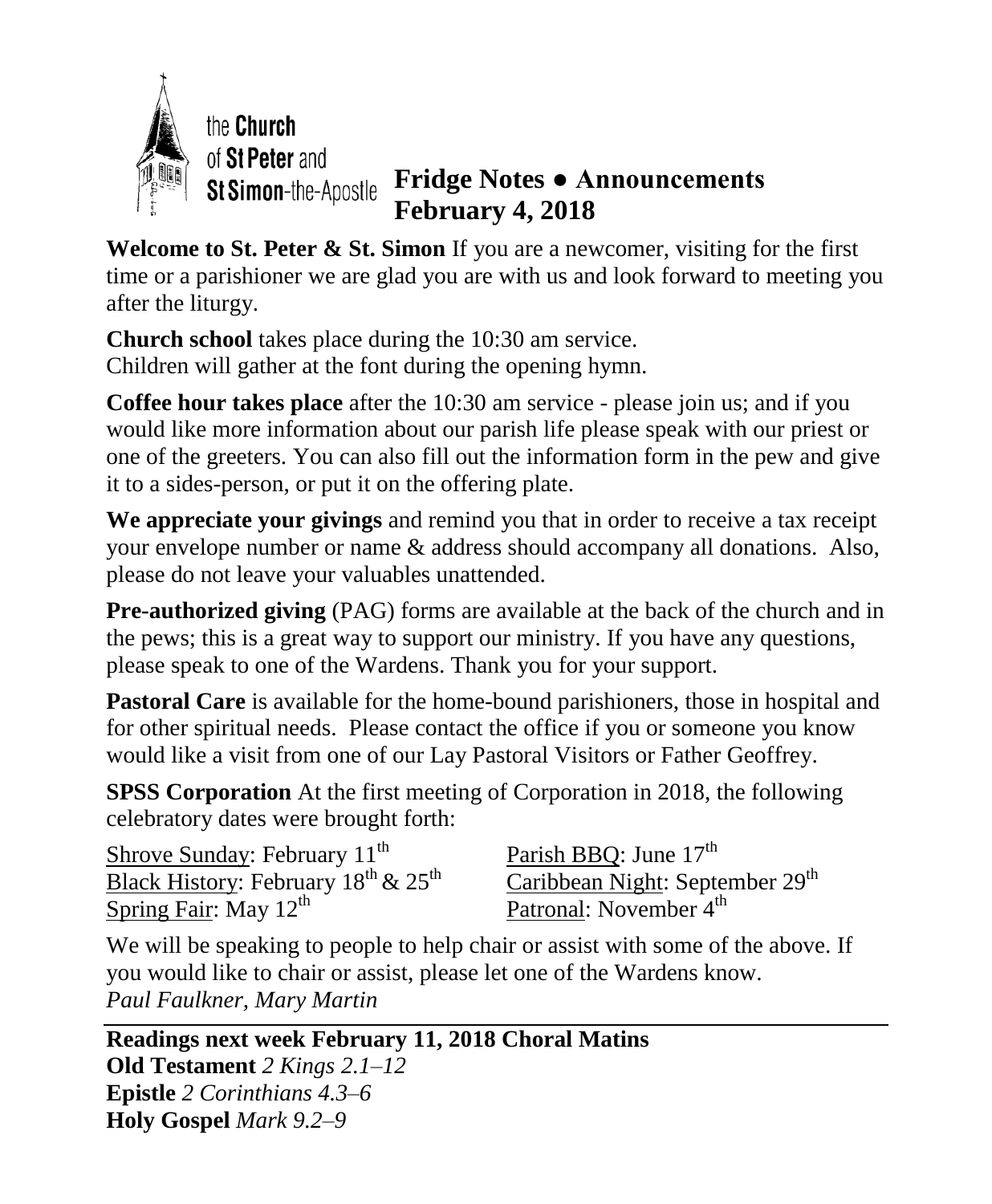the **Church** of **St Peter** and **St Simon**-the-Apostle

# Fridge Notes ● Announcements February 4, 2018

**Welcome to St. Peter & St. Simon** If you are a newcomer, visiting for the first time or a parishioner we are glad you are with us and look forward to meeting you after the liturgy.

**Church school** takes place during the 10:30 am service.
Children will gather at the font during the opening hymn.

**Coffee hour takes place** after the 10:30 am service - please join us; and if you would like more information about our parish life please speak with our priest or one of the greeters. You can also fill out the information form in the pew and give it to a sides-person, or put it on the offering plate.

**We appreciate your givings** and remind you that in order to receive a tax receipt your envelope number or name & address should accompany all donations. Also, please do not leave your valuables unattended.

**Pre-authorized giving** (PAG) forms are available at the back of the church and in the pews; this is a great way to support our ministry. If you have any questions, please speak to one of the Wardens. Thank you for your support.

**Pastoral Care** is available for the home-bound parishioners, those in hospital and for other spiritual needs. Please contact the office if you or someone you know would like a visit from one of our Lay Pastoral Visitors or Father Geoffrey.

**SPSS Corporation** At the first meeting of Corporation in 2018, the following celebratory dates were brought forth:

Shrove Sunday: February 11th
Black History: February 18th & 25th
Spring Fair: May 12th
Parish BBQ: June 17th
Caribbean Night: September 29th
Patronal: November 4th

We will be speaking to people to help chair or assist with some of the above. If you would like to chair or assist, please let one of the Wardens know.
*Paul Faulkner, Mary Martin*

---

**Readings next week February 11, 2018 Choral Matins**
**Old Testament** *2 Kings 2.1–12*
**Epistle** *2 Corinthians 4.3–6*
**Holy Gospel** *Mark 9.2–9*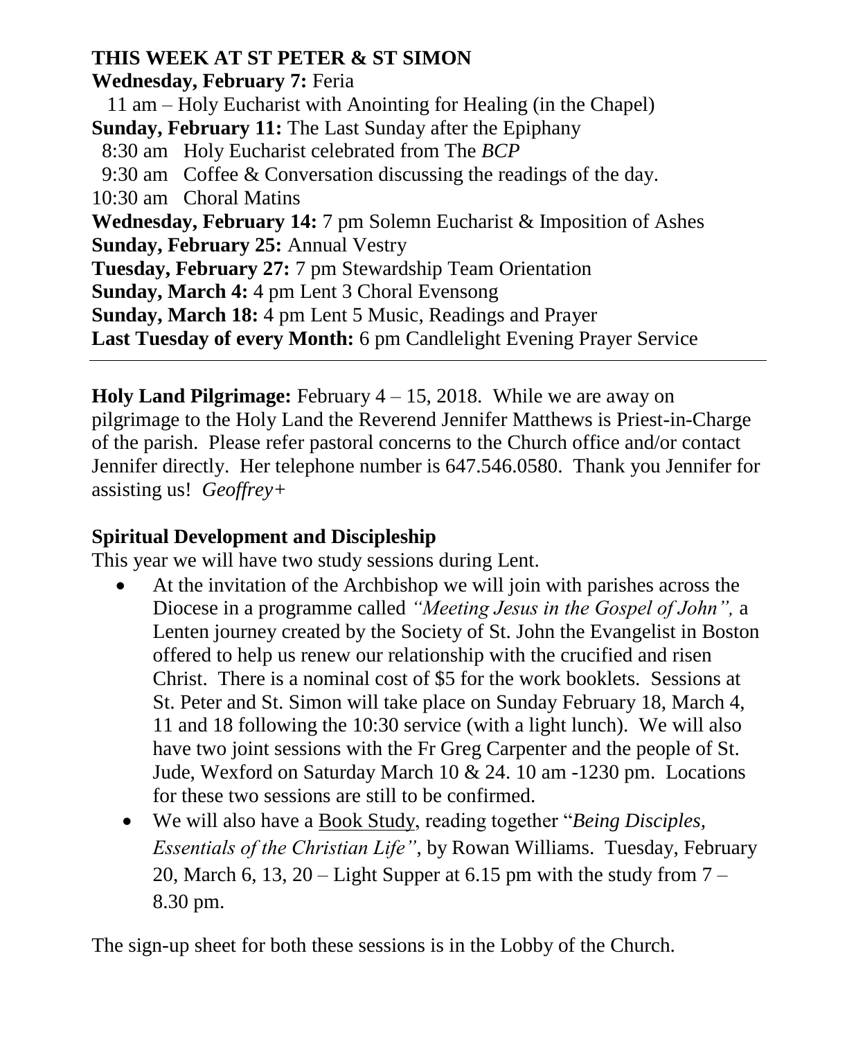**THIS WEEK AT ST PETER & ST SIMON**

**Wednesday, February 7:** Feria
  11 am – Holy Eucharist with Anointing for Healing (in the Chapel)
**Sunday, February 11:** The Last Sunday after the Epiphany
  8:30 am  Holy Eucharist celebrated from The *BCP*
  9:30 am  Coffee & Conversation discussing the readings of the day.
10:30 am  Choral Matins
**Wednesday, February 14:** 7 pm Solemn Eucharist & Imposition of Ashes
**Sunday, February 25:** Annual Vestry
**Tuesday, February 27:** 7 pm Stewardship Team Orientation
**Sunday, March 4:** 4 pm Lent 3 Choral Evensong
**Sunday, March 18:** 4 pm Lent 5 Music, Readings and Prayer
**Last Tuesday of every Month:** 6 pm Candlelight Evening Prayer Service

---

**Holy Land Pilgrimage:** February 4 – 15, 2018. While we are away on pilgrimage to the Holy Land the Reverend Jennifer Matthews is Priest-in-Charge of the parish. Please refer pastoral concerns to the Church office and/or contact Jennifer directly. Her telephone number is 647.546.0580. Thank you Jennifer for assisting us! *Geoffrey+*

**Spiritual Development and Discipleship**

This year we will have two study sessions during Lent.

- At the invitation of the Archbishop we will join with parishes across the Diocese in a programme called *"Meeting Jesus in the Gospel of John",* a Lenten journey created by the Society of St. John the Evangelist in Boston offered to help us renew our relationship with the crucified and risen Christ. There is a nominal cost of $5 for the work booklets. Sessions at St. Peter and St. Simon will take place on Sunday February 18, March 4, 11 and 18 following the 10:30 service (with a light lunch). We will also have two joint sessions with the Fr Greg Carpenter and the people of St. Jude, Wexford on Saturday March 10 & 24. 10 am -1230 pm. Locations for these two sessions are still to be confirmed.
- We will also have a Book Study, reading together "*Being Disciples, Essentials of the Christian Life"*, by Rowan Williams. Tuesday, February 20, March 6, 13, 20 – Light Supper at 6.15 pm with the study from 7 – 8.30 pm.

The sign-up sheet for both these sessions is in the Lobby of the Church.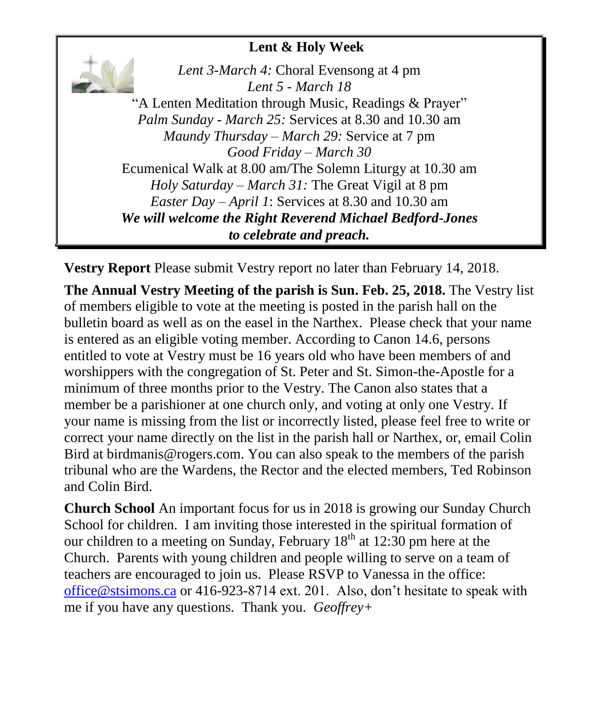**Lent & Holy Week**

*Lent 3-March 4:* Choral Evensong at 4 pm

*Lent 5 - March 18*

"A Lenten Meditation through Music, Readings & Prayer"

*Palm Sunday - March 25:* Services at 8.30 and 10.30 am

*Maundy Thursday – March 29:* Service at 7 pm

*Good Friday – March 30*

Ecumenical Walk at 8.00 am/The Solemn Liturgy at 10.30 am

*Holy Saturday – March 31:* The Great Vigil at 8 pm

*Easter Day – April 1*: Services at 8.30 and 10.30 am

***We will welcome the Right Reverend Michael Bedford-Jones to celebrate and preach.***

**Vestry Report** Please submit Vestry report no later than February 14, 2018.

**The Annual Vestry Meeting of the parish is Sun. Feb. 25, 2018.** The Vestry list of members eligible to vote at the meeting is posted in the parish hall on the bulletin board as well as on the easel in the Narthex. Please check that your name is entered as an eligible voting member. According to Canon 14.6, persons entitled to vote at Vestry must be 16 years old who have been members of and worshippers with the congregation of St. Peter and St. Simon-the-Apostle for a minimum of three months prior to the Vestry. The Canon also states that a member be a parishioner at one church only, and voting at only one Vestry. If your name is missing from the list or incorrectly listed, please feel free to write or correct your name directly on the list in the parish hall or Narthex, or, email Colin Bird at birdmanis@rogers.com. You can also speak to the members of the parish tribunal who are the Wardens, the Rector and the elected members, Ted Robinson and Colin Bird.

**Church School** An important focus for us in 2018 is growing our Sunday Church School for children. I am inviting those interested in the spiritual formation of our children to a meeting on Sunday, February 18th at 12:30 pm here at the Church. Parents with young children and people willing to serve on a team of teachers are encouraged to join us. Please RSVP to Vanessa in the office: office@stsimons.ca or 416-923-8714 ext. 201. Also, don't hesitate to speak with me if you have any questions. Thank you. *Geoffrey+*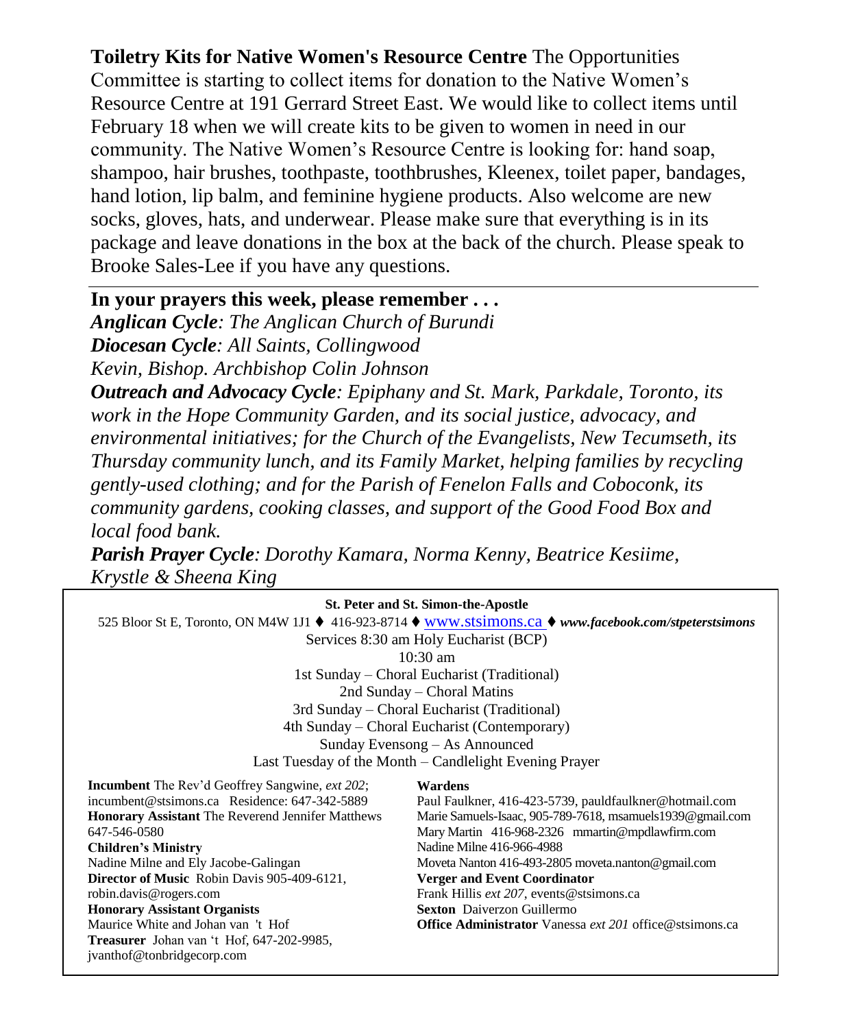**Toiletry Kits for Native Women's Resource Centre** The Opportunities Committee is starting to collect items for donation to the Native Women's Resource Centre at 191 Gerrard Street East. We would like to collect items until February 18 when we will create kits to be given to women in need in our community. The Native Women's Resource Centre is looking for: hand soap, shampoo, hair brushes, toothpaste, toothbrushes, Kleenex, toilet paper, bandages, hand lotion, lip balm, and feminine hygiene products. Also welcome are new socks, gloves, hats, and underwear. Please make sure that everything is in its package and leave donations in the box at the back of the church. Please speak to Brooke Sales-Lee if you have any questions.

---

**In your prayers this week, please remember . . .**

***Anglican Cycle**: The Anglican Church of Burundi*

***Diocesan Cycle**: All Saints, Collingwood*

*Kevin, Bishop. Archbishop Colin Johnson*

***Outreach and Advocacy Cycle**: Epiphany and St. Mark, Parkdale, Toronto, its work in the Hope Community Garden, and its social justice, advocacy, and environmental initiatives; for the Church of the Evangelists, New Tecumseth, its Thursday community lunch, and its Family Market, helping families by recycling gently-used clothing; and for the Parish of Fenelon Falls and Coboconk, its community gardens, cooking classes, and support of the Good Food Box and local food bank.*

***Parish Prayer Cycle**: Dorothy Kamara, Norma Kenny, Beatrice Kesiime, Krystle & Sheena King*

---

**St. Peter and St. Simon-the-Apostle**

525 Bloor St E, Toronto, ON M4W 1J1 ♦ 416-923-8714 ♦ www.stsimons.ca ♦ ***www.facebook.com/stpeterstsimons***

Services 8:30 am Holy Eucharist (BCP)

10:30 am

1st Sunday – Choral Eucharist (Traditional)

2nd Sunday – Choral Matins

3rd Sunday – Choral Eucharist (Traditional)

4th Sunday – Choral Eucharist (Contemporary)

Sunday Evensong – As Announced

Last Tuesday of the Month – Candlelight Evening Prayer

**Incumbent** The Rev'd Geoffrey Sangwine, *ext 202*; incumbent@stsimons.ca Residence: 647-342-5889
**Honorary Assistant** The Reverend Jennifer Matthews 647-546-0580
**Children's Ministry**
Nadine Milne and Ely Jacobe-Galingan
**Director of Music** Robin Davis 905-409-6121, robin.davis@rogers.com
**Honorary Assistant Organists**
Maurice White and Johan van 't Hof
**Treasurer** Johan van 't Hof, 647-202-9985, jvanthof@tonbridgecorp.com

**Wardens**
Paul Faulkner, 416-423-5739, pauldfaulkner@hotmail.com
Marie Samuels-Isaac, 905-789-7618, msamuels1939@gmail.com
Mary Martin 416-968-2326 mmartin@mpdlawfirm.com
Nadine Milne 416-966-4988
Moveta Nanton 416-493-2805 moveta.nanton@gmail.com
**Verger and Event Coordinator**
Frank Hillis *ext 207*, events@stsimons.ca
**Sexton** Daiverzon Guillermo
**Office Administrator** Vanessa *ext 201* office@stsimons.ca